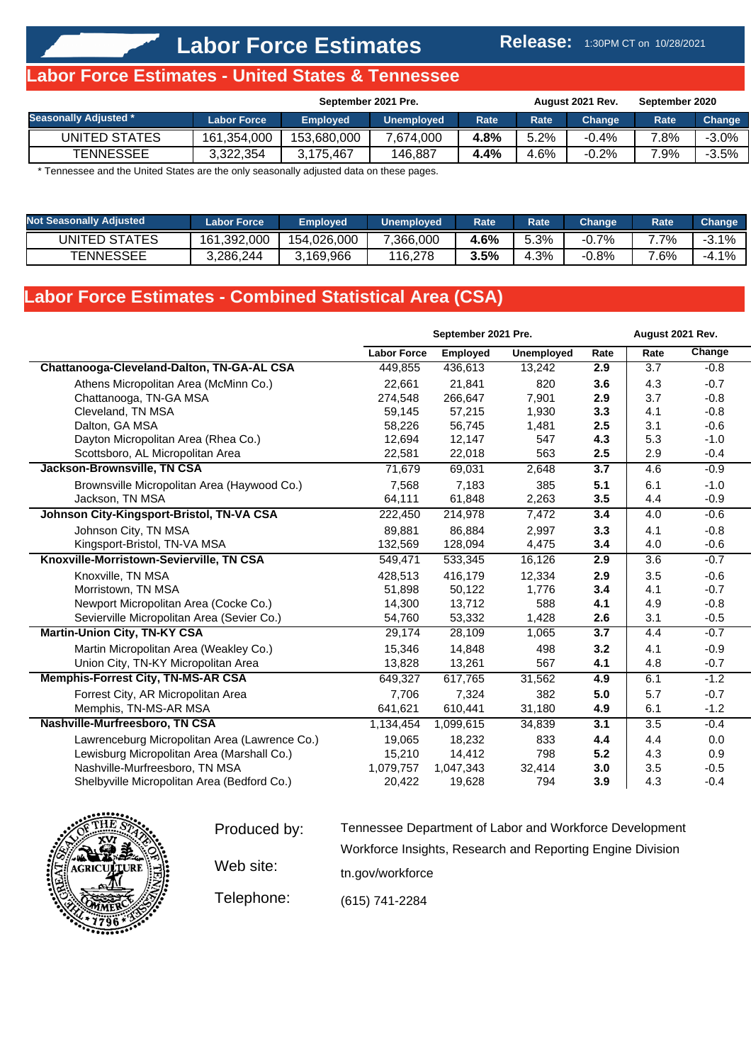# Labor Force Estimates

**Release:** 1:30PM CT on 10/28/2021

## Labor Force Estimates - United States & Tennessee

| Seasonally Adjusted * | September 2021 Pre. Labor Force | Employed | Unemployed | Rate | August 2021 Rev. Rate | Change | September 2020 Rate | Change |
|---|---|---|---|---|---|---|---|---|
| UNITED STATES | 161,354,000 | 153,680,000 | 7,674,000 | **4.8%** | 5.2% | -0.4% | 7.8% | -3.0% |
| TENNESSEE | 3,322,354 | 3,175,467 | 146,887 | **4.4%** | 4.6% | -0.2% | 7.9% | -3.5% |

* Tennessee and the United States are the only seasonally adjusted data on these pages.

| Not Seasonally Adjusted | Labor Force | Employed | Unemployed | Rate | Rate | Change | Rate | Change |
|---|---|---|---|---|---|---|---|---|
| UNITED STATES | 161,392,000 | 154,026,000 | 7,366,000 | **4.6%** | 5.3% | -0.7% | 7.7% | -3.1% |
| TENNESSEE | 3,286,244 | 3,169,966 | 116,278 | **3.5%** | 4.3% | -0.8% | 7.6% | -4.1% |

## Labor Force Estimates - Combined Statistical Area (CSA)

| | September 2021 Pre. Labor Force | Employed | Unemployed | Rate | August 2021 Rev. Rate | Change |
|---|---|---|---|---|---|---|
| **Chattanooga-Cleveland-Dalton, TN-GA-AL CSA** | 449,855 | 436,613 | 13,242 | **2.9** | 3.7 | -0.8 |
| Athens Micropolitan Area (McMinn Co.) | 22,661 | 21,841 | 820 | **3.6** | 4.3 | -0.7 |
| Chattanooga, TN-GA MSA | 274,548 | 266,647 | 7,901 | **2.9** | 3.7 | -0.8 |
| Cleveland, TN MSA | 59,145 | 57,215 | 1,930 | **3.3** | 4.1 | -0.8 |
| Dalton, GA MSA | 58,226 | 56,745 | 1,481 | **2.5** | 3.1 | -0.6 |
| Dayton Micropolitan Area (Rhea Co.) | 12,694 | 12,147 | 547 | **4.3** | 5.3 | -1.0 |
| Scottsboro, AL Micropolitan Area | 22,581 | 22,018 | 563 | **2.5** | 2.9 | -0.4 |
| **Jackson-Brownsville, TN CSA** | 71,679 | 69,031 | 2,648 | **3.7** | 4.6 | -0.9 |
| Brownsville Micropolitan Area (Haywood Co.) | 7,568 | 7,183 | 385 | **5.1** | 6.1 | -1.0 |
| Jackson, TN MSA | 64,111 | 61,848 | 2,263 | **3.5** | 4.4 | -0.9 |
| **Johnson City-Kingsport-Bristol, TN-VA CSA** | 222,450 | 214,978 | 7,472 | **3.4** | 4.0 | -0.6 |
| Johnson City, TN MSA | 89,881 | 86,884 | 2,997 | **3.3** | 4.1 | -0.8 |
| Kingsport-Bristol, TN-VA MSA | 132,569 | 128,094 | 4,475 | **3.4** | 4.0 | -0.6 |
| **Knoxville-Morristown-Sevierville, TN CSA** | 549,471 | 533,345 | 16,126 | **2.9** | 3.6 | -0.7 |
| Knoxville, TN MSA | 428,513 | 416,179 | 12,334 | **2.9** | 3.5 | -0.6 |
| Morristown, TN MSA | 51,898 | 50,122 | 1,776 | **3.4** | 4.1 | -0.7 |
| Newport Micropolitan Area (Cocke Co.) | 14,300 | 13,712 | 588 | **4.1** | 4.9 | -0.8 |
| Sevierville Micropolitan Area (Sevier Co.) | 54,760 | 53,332 | 1,428 | **2.6** | 3.1 | -0.5 |
| **Martin-Union City, TN-KY CSA** | 29,174 | 28,109 | 1,065 | **3.7** | 4.4 | -0.7 |
| Martin Micropolitan Area (Weakley Co.) | 15,346 | 14,848 | 498 | **3.2** | 4.1 | -0.9 |
| Union City, TN-KY Micropolitan Area | 13,828 | 13,261 | 567 | **4.1** | 4.8 | -0.7 |
| **Memphis-Forrest City, TN-MS-AR CSA** | 649,327 | 617,765 | 31,562 | **4.9** | 6.1 | -1.2 |
| Forrest City, AR Micropolitan Area | 7,706 | 7,324 | 382 | **5.0** | 5.7 | -0.7 |
| Memphis, TN-MS-AR MSA | 641,621 | 610,441 | 31,180 | **4.9** | 6.1 | -1.2 |
| **Nashville-Murfreesboro, TN CSA** | 1,134,454 | 1,099,615 | 34,839 | **3.1** | 3.5 | -0.4 |
| Lawrenceburg Micropolitan Area (Lawrence Co.) | 19,065 | 18,232 | 833 | **4.4** | 4.4 | 0.0 |
| Lewisburg Micropolitan Area (Marshall Co.) | 15,210 | 14,412 | 798 | **5.2** | 4.3 | 0.9 |
| Nashville-Murfreesboro, TN MSA | 1,079,757 | 1,047,343 | 32,414 | **3.0** | 3.5 | -0.5 |
| Shelbyville Micropolitan Area (Bedford Co.) | 20,422 | 19,628 | 794 | **3.9** | 4.3 | -0.4 |

Produced by: Tennessee Department of Labor and Workforce Development
Workforce Insights, Research and Reporting Engine Division

Web site: tn.gov/workforce

Telephone: (615) 741-2284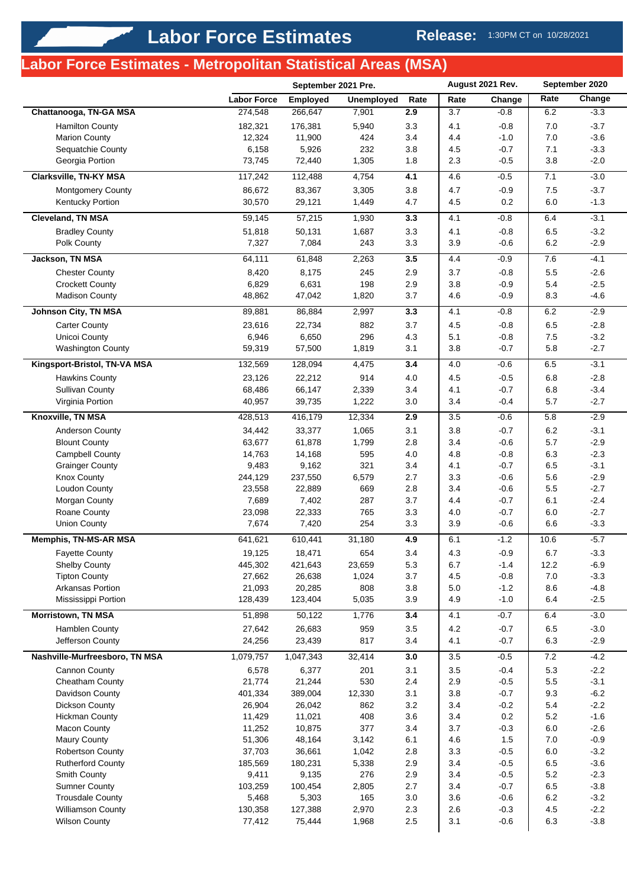# Labor Force Estimates

**Release:** 1:30PM CT on 10/28/2021

## Labor Force Estimates - Metropolitan Statistical Areas (MSA)

| | September 2021 Pre. | | | | August 2021 Rev. | | September 2020 | |
|---|---|---|---|---|---|---|---|---|
| | Labor Force | Employed | Unemployed | Rate | Rate | Change | Rate | Change |
| **Chattanooga, TN-GA MSA** | 274,548 | 266,647 | 7,901 | **2.9** | 3.7 | -0.8 | 6.2 | -3.3 |
| Hamilton County | 182,321 | 176,381 | 5,940 | 3.3 | 4.1 | -0.8 | 7.0 | -3.7 |
| Marion County | 12,324 | 11,900 | 424 | 3.4 | 4.4 | -1.0 | 7.0 | -3.6 |
| Sequatchie County | 6,158 | 5,926 | 232 | 3.8 | 4.5 | -0.7 | 7.1 | -3.3 |
| Georgia Portion | 73,745 | 72,440 | 1,305 | 1.8 | 2.3 | -0.5 | 3.8 | -2.0 |
| **Clarksville, TN-KY MSA** | 117,242 | 112,488 | 4,754 | **4.1** | 4.6 | -0.5 | 7.1 | -3.0 |
| Montgomery County | 86,672 | 83,367 | 3,305 | 3.8 | 4.7 | -0.9 | 7.5 | -3.7 |
| Kentucky Portion | 30,570 | 29,121 | 1,449 | 4.7 | 4.5 | 0.2 | 6.0 | -1.3 |
| **Cleveland, TN MSA** | 59,145 | 57,215 | 1,930 | **3.3** | 4.1 | -0.8 | 6.4 | -3.1 |
| Bradley County | 51,818 | 50,131 | 1,687 | 3.3 | 4.1 | -0.8 | 6.5 | -3.2 |
| Polk County | 7,327 | 7,084 | 243 | 3.3 | 3.9 | -0.6 | 6.2 | -2.9 |
| **Jackson, TN MSA** | 64,111 | 61,848 | 2,263 | **3.5** | 4.4 | -0.9 | 7.6 | -4.1 |
| Chester County | 8,420 | 8,175 | 245 | 2.9 | 3.7 | -0.8 | 5.5 | -2.6 |
| Crockett County | 6,829 | 6,631 | 198 | 2.9 | 3.8 | -0.9 | 5.4 | -2.5 |
| Madison County | 48,862 | 47,042 | 1,820 | 3.7 | 4.6 | -0.9 | 8.3 | -4.6 |
| **Johnson City, TN MSA** | 89,881 | 86,884 | 2,997 | **3.3** | 4.1 | -0.8 | 6.2 | -2.9 |
| Carter County | 23,616 | 22,734 | 882 | 3.7 | 4.5 | -0.8 | 6.5 | -2.8 |
| Unicoi County | 6,946 | 6,650 | 296 | 4.3 | 5.1 | -0.8 | 7.5 | -3.2 |
| Washington County | 59,319 | 57,500 | 1,819 | 3.1 | 3.8 | -0.7 | 5.8 | -2.7 |
| **Kingsport-Bristol, TN-VA MSA** | 132,569 | 128,094 | 4,475 | **3.4** | 4.0 | -0.6 | 6.5 | -3.1 |
| Hawkins County | 23,126 | 22,212 | 914 | 4.0 | 4.5 | -0.5 | 6.8 | -2.8 |
| Sullivan County | 68,486 | 66,147 | 2,339 | 3.4 | 4.1 | -0.7 | 6.8 | -3.4 |
| Virginia Portion | 40,957 | 39,735 | 1,222 | 3.0 | 3.4 | -0.4 | 5.7 | -2.7 |
| **Knoxville, TN MSA** | 428,513 | 416,179 | 12,334 | **2.9** | 3.5 | -0.6 | 5.8 | -2.9 |
| Anderson County | 34,442 | 33,377 | 1,065 | 3.1 | 3.8 | -0.7 | 6.2 | -3.1 |
| Blount County | 63,677 | 61,878 | 1,799 | 2.8 | 3.4 | -0.6 | 5.7 | -2.9 |
| Campbell County | 14,763 | 14,168 | 595 | 4.0 | 4.8 | -0.8 | 6.3 | -2.3 |
| Grainger County | 9,483 | 9,162 | 321 | 3.4 | 4.1 | -0.7 | 6.5 | -3.1 |
| Knox County | 244,129 | 237,550 | 6,579 | 2.7 | 3.3 | -0.6 | 5.6 | -2.9 |
| Loudon County | 23,558 | 22,889 | 669 | 2.8 | 3.4 | -0.6 | 5.5 | -2.7 |
| Morgan County | 7,689 | 7,402 | 287 | 3.7 | 4.4 | -0.7 | 6.1 | -2.4 |
| Roane County | 23,098 | 22,333 | 765 | 3.3 | 4.0 | -0.7 | 6.0 | -2.7 |
| Union County | 7,674 | 7,420 | 254 | 3.3 | 3.9 | -0.6 | 6.6 | -3.3 |
| **Memphis, TN-MS-AR MSA** | 641,621 | 610,441 | 31,180 | **4.9** | 6.1 | -1.2 | 10.6 | -5.7 |
| Fayette County | 19,125 | 18,471 | 654 | 3.4 | 4.3 | -0.9 | 6.7 | -3.3 |
| Shelby County | 445,302 | 421,643 | 23,659 | 5.3 | 6.7 | -1.4 | 12.2 | -6.9 |
| Tipton County | 27,662 | 26,638 | 1,024 | 3.7 | 4.5 | -0.8 | 7.0 | -3.3 |
| Arkansas Portion | 21,093 | 20,285 | 808 | 3.8 | 5.0 | -1.2 | 8.6 | -4.8 |
| Mississippi Portion | 128,439 | 123,404 | 5,035 | 3.9 | 4.9 | -1.0 | 6.4 | -2.5 |
| **Morristown, TN MSA** | 51,898 | 50,122 | 1,776 | **3.4** | 4.1 | -0.7 | 6.4 | -3.0 |
| Hamblen County | 27,642 | 26,683 | 959 | 3.5 | 4.2 | -0.7 | 6.5 | -3.0 |
| Jefferson County | 24,256 | 23,439 | 817 | 3.4 | 4.1 | -0.7 | 6.3 | -2.9 |
| **Nashville-Murfreesboro, TN MSA** | 1,079,757 | 1,047,343 | 32,414 | **3.0** | 3.5 | -0.5 | 7.2 | -4.2 |
| Cannon County | 6,578 | 6,377 | 201 | 3.1 | 3.5 | -0.4 | 5.3 | -2.2 |
| Cheatham County | 21,774 | 21,244 | 530 | 2.4 | 2.9 | -0.5 | 5.5 | -3.1 |
| Davidson County | 401,334 | 389,004 | 12,330 | 3.1 | 3.8 | -0.7 | 9.3 | -6.2 |
| Dickson County | 26,904 | 26,042 | 862 | 3.2 | 3.4 | -0.2 | 5.4 | -2.2 |
| Hickman County | 11,429 | 11,021 | 408 | 3.6 | 3.4 | 0.2 | 5.2 | -1.6 |
| Macon County | 11,252 | 10,875 | 377 | 3.4 | 3.7 | -0.3 | 6.0 | -2.6 |
| Maury County | 51,306 | 48,164 | 3,142 | 6.1 | 4.6 | 1.5 | 7.0 | -0.9 |
| Robertson County | 37,703 | 36,661 | 1,042 | 2.8 | 3.3 | -0.5 | 6.0 | -3.2 |
| Rutherford County | 185,569 | 180,231 | 5,338 | 2.9 | 3.4 | -0.5 | 6.5 | -3.6 |
| Smith County | 9,411 | 9,135 | 276 | 2.9 | 3.4 | -0.5 | 5.2 | -2.3 |
| Sumner County | 103,259 | 100,454 | 2,805 | 2.7 | 3.4 | -0.7 | 6.5 | -3.8 |
| Trousdale County | 5,468 | 5,303 | 165 | 3.0 | 3.6 | -0.6 | 6.2 | -3.2 |
| Williamson County | 130,358 | 127,388 | 2,970 | 2.3 | 2.6 | -0.3 | 4.5 | -2.2 |
| Wilson County | 77,412 | 75,444 | 1,968 | 2.5 | 3.1 | -0.6 | 6.3 | -3.8 |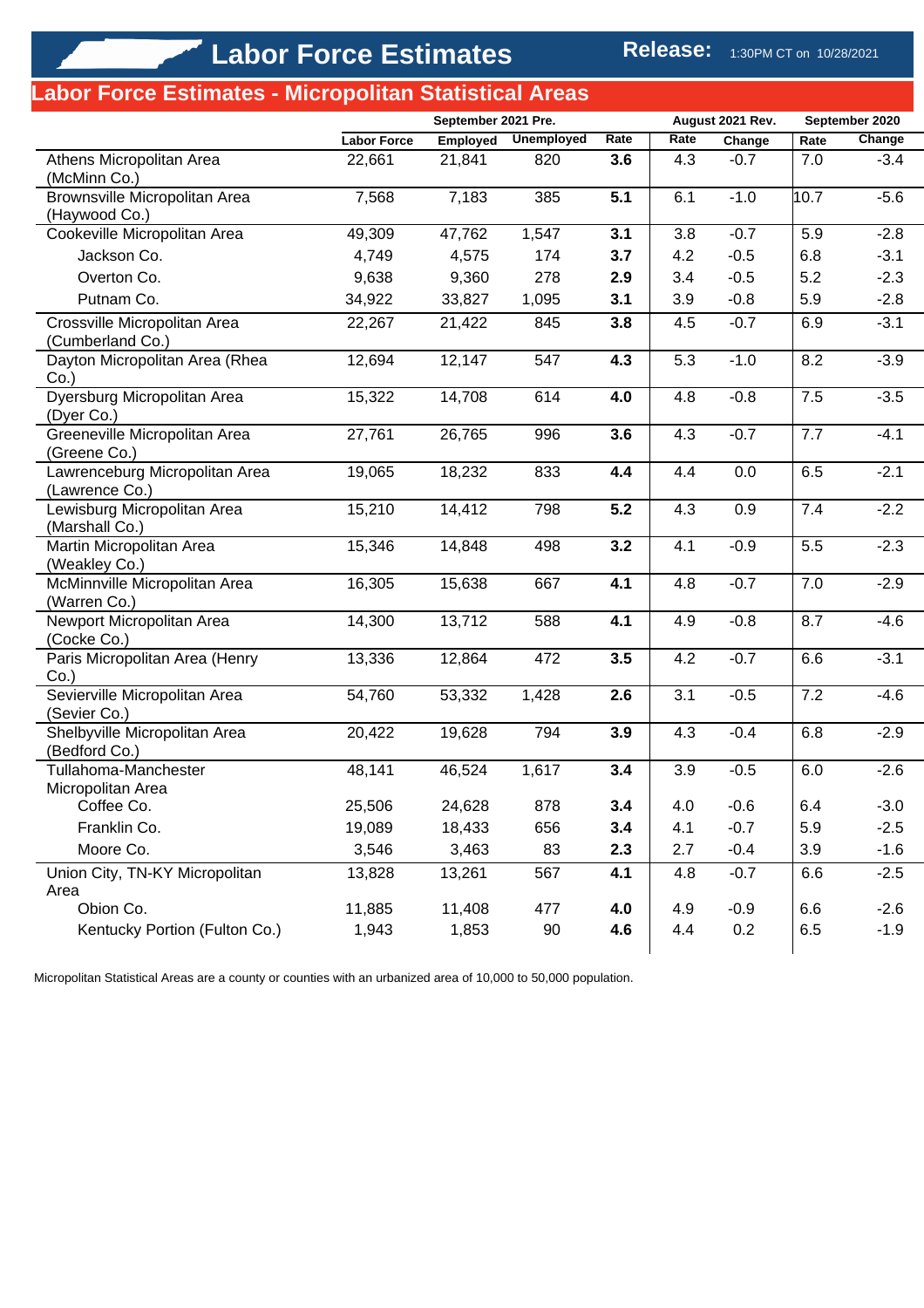# Labor Force Estimates

**Release:** 1:30PM CT on 10/28/2021

## Labor Force Estimates - Micropolitan Statistical Areas

| | September 2021 Pre. | | | | August 2021 Rev. | | September 2020 | |
|---|---|---|---|---|---|---|---|---|
| | Labor Force | Employed | Unemployed | Rate | Rate | Change | Rate | Change |
| Athens Micropolitan Area (McMinn Co.) | 22,661 | 21,841 | 820 | **3.6** | 4.3 | -0.7 | 7.0 | -3.4 |
| Brownsville Micropolitan Area (Haywood Co.) | 7,568 | 7,183 | 385 | **5.1** | 6.1 | -1.0 | 10.7 | -5.6 |
| Cookeville Micropolitan Area | 49,309 | 47,762 | 1,547 | **3.1** | 3.8 | -0.7 | 5.9 | -2.8 |
| Jackson Co. | 4,749 | 4,575 | 174 | **3.7** | 4.2 | -0.5 | 6.8 | -3.1 |
| Overton Co. | 9,638 | 9,360 | 278 | **2.9** | 3.4 | -0.5 | 5.2 | -2.3 |
| Putnam Co. | 34,922 | 33,827 | 1,095 | **3.1** | 3.9 | -0.8 | 5.9 | -2.8 |
| Crossville Micropolitan Area (Cumberland Co.) | 22,267 | 21,422 | 845 | **3.8** | 4.5 | -0.7 | 6.9 | -3.1 |
| Dayton Micropolitan Area (Rhea Co.) | 12,694 | 12,147 | 547 | **4.3** | 5.3 | -1.0 | 8.2 | -3.9 |
| Dyersburg Micropolitan Area (Dyer Co.) | 15,322 | 14,708 | 614 | **4.0** | 4.8 | -0.8 | 7.5 | -3.5 |
| Greeneville Micropolitan Area (Greene Co.) | 27,761 | 26,765 | 996 | **3.6** | 4.3 | -0.7 | 7.7 | -4.1 |
| Lawrenceburg Micropolitan Area (Lawrence Co.) | 19,065 | 18,232 | 833 | **4.4** | 4.4 | 0.0 | 6.5 | -2.1 |
| Lewisburg Micropolitan Area (Marshall Co.) | 15,210 | 14,412 | 798 | **5.2** | 4.3 | 0.9 | 7.4 | -2.2 |
| Martin Micropolitan Area (Weakley Co.) | 15,346 | 14,848 | 498 | **3.2** | 4.1 | -0.9 | 5.5 | -2.3 |
| McMinnville Micropolitan Area (Warren Co.) | 16,305 | 15,638 | 667 | **4.1** | 4.8 | -0.7 | 7.0 | -2.9 |
| Newport Micropolitan Area (Cocke Co.) | 14,300 | 13,712 | 588 | **4.1** | 4.9 | -0.8 | 8.7 | -4.6 |
| Paris Micropolitan Area (Henry Co.) | 13,336 | 12,864 | 472 | **3.5** | 4.2 | -0.7 | 6.6 | -3.1 |
| Sevierville Micropolitan Area (Sevier Co.) | 54,760 | 53,332 | 1,428 | **2.6** | 3.1 | -0.5 | 7.2 | -4.6 |
| Shelbyville Micropolitan Area (Bedford Co.) | 20,422 | 19,628 | 794 | **3.9** | 4.3 | -0.4 | 6.8 | -2.9 |
| Tullahoma-Manchester Micropolitan Area | 48,141 | 46,524 | 1,617 | **3.4** | 3.9 | -0.5 | 6.0 | -2.6 |
| Coffee Co. | 25,506 | 24,628 | 878 | **3.4** | 4.0 | -0.6 | 6.4 | -3.0 |
| Franklin Co. | 19,089 | 18,433 | 656 | **3.4** | 4.1 | -0.7 | 5.9 | -2.5 |
| Moore Co. | 3,546 | 3,463 | 83 | **2.3** | 2.7 | -0.4 | 3.9 | -1.6 |
| Union City, TN-KY Micropolitan Area | 13,828 | 13,261 | 567 | **4.1** | 4.8 | -0.7 | 6.6 | -2.5 |
| Obion Co. | 11,885 | 11,408 | 477 | **4.0** | 4.9 | -0.9 | 6.6 | -2.6 |
| Kentucky Portion (Fulton Co.) | 1,943 | 1,853 | 90 | **4.6** | 4.4 | 0.2 | 6.5 | -1.9 |

Micropolitan Statistical Areas are a county or counties with an urbanized area of 10,000 to 50,000 population.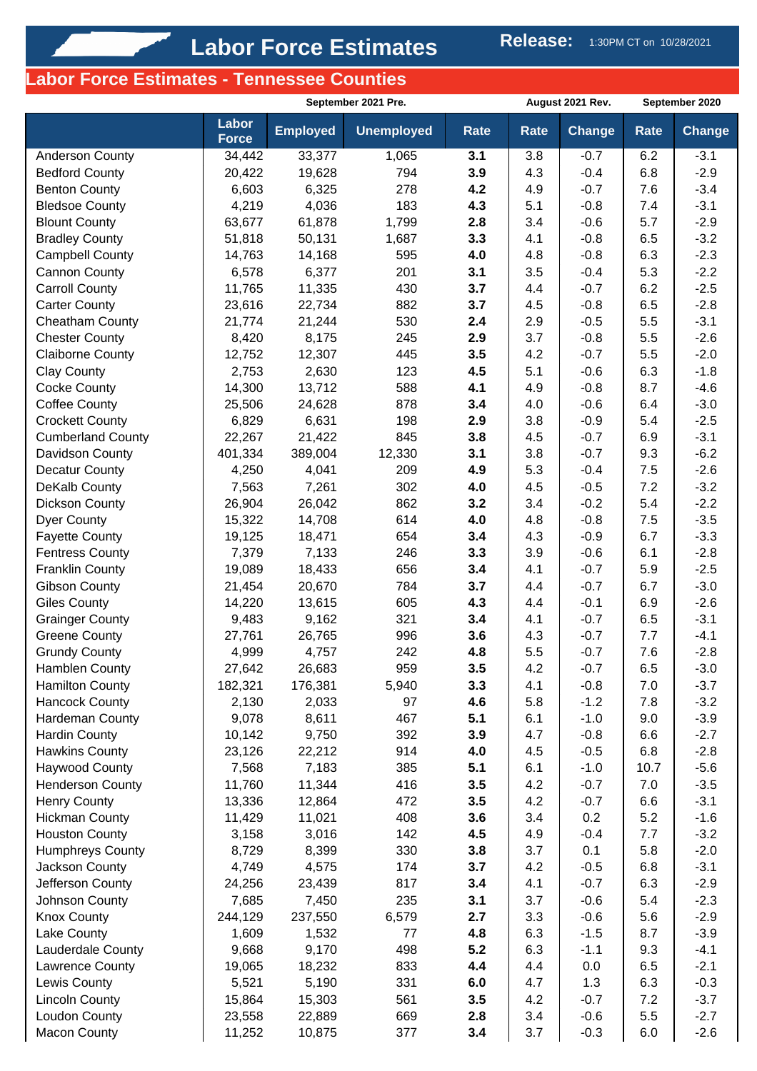# Labor Force Estimates

**Release:** 1:30PM CT on 10/28/2021

## Labor Force Estimates - Tennessee Counties

| | September 2021 Pre. | | | | August 2021 Rev. | | September 2020 | |
|---|---|---|---|---|---|---|---|---|
| | Labor Force | Employed | Unemployed | Rate | Rate | Change | Rate | Change |
| Anderson County | 34,442 | 33,377 | 1,065 | **3.1** | 3.8 | -0.7 | 6.2 | -3.1 |
| Bedford County | 20,422 | 19,628 | 794 | **3.9** | 4.3 | -0.4 | 6.8 | -2.9 |
| Benton County | 6,603 | 6,325 | 278 | **4.2** | 4.9 | -0.7 | 7.6 | -3.4 |
| Bledsoe County | 4,219 | 4,036 | 183 | **4.3** | 5.1 | -0.8 | 7.4 | -3.1 |
| Blount County | 63,677 | 61,878 | 1,799 | **2.8** | 3.4 | -0.6 | 5.7 | -2.9 |
| Bradley County | 51,818 | 50,131 | 1,687 | **3.3** | 4.1 | -0.8 | 6.5 | -3.2 |
| Campbell County | 14,763 | 14,168 | 595 | **4.0** | 4.8 | -0.8 | 6.3 | -2.3 |
| Cannon County | 6,578 | 6,377 | 201 | **3.1** | 3.5 | -0.4 | 5.3 | -2.2 |
| Carroll County | 11,765 | 11,335 | 430 | **3.7** | 4.4 | -0.7 | 6.2 | -2.5 |
| Carter County | 23,616 | 22,734 | 882 | **3.7** | 4.5 | -0.8 | 6.5 | -2.8 |
| Cheatham County | 21,774 | 21,244 | 530 | **2.4** | 2.9 | -0.5 | 5.5 | -3.1 |
| Chester County | 8,420 | 8,175 | 245 | **2.9** | 3.7 | -0.8 | 5.5 | -2.6 |
| Claiborne County | 12,752 | 12,307 | 445 | **3.5** | 4.2 | -0.7 | 5.5 | -2.0 |
| Clay County | 2,753 | 2,630 | 123 | **4.5** | 5.1 | -0.6 | 6.3 | -1.8 |
| Cocke County | 14,300 | 13,712 | 588 | **4.1** | 4.9 | -0.8 | 8.7 | -4.6 |
| Coffee County | 25,506 | 24,628 | 878 | **3.4** | 4.0 | -0.6 | 6.4 | -3.0 |
| Crockett County | 6,829 | 6,631 | 198 | **2.9** | 3.8 | -0.9 | 5.4 | -2.5 |
| Cumberland County | 22,267 | 21,422 | 845 | **3.8** | 4.5 | -0.7 | 6.9 | -3.1 |
| Davidson County | 401,334 | 389,004 | 12,330 | **3.1** | 3.8 | -0.7 | 9.3 | -6.2 |
| Decatur County | 4,250 | 4,041 | 209 | **4.9** | 5.3 | -0.4 | 7.5 | -2.6 |
| DeKalb County | 7,563 | 7,261 | 302 | **4.0** | 4.5 | -0.5 | 7.2 | -3.2 |
| Dickson County | 26,904 | 26,042 | 862 | **3.2** | 3.4 | -0.2 | 5.4 | -2.2 |
| Dyer County | 15,322 | 14,708 | 614 | **4.0** | 4.8 | -0.8 | 7.5 | -3.5 |
| Fayette County | 19,125 | 18,471 | 654 | **3.4** | 4.3 | -0.9 | 6.7 | -3.3 |
| Fentress County | 7,379 | 7,133 | 246 | **3.3** | 3.9 | -0.6 | 6.1 | -2.8 |
| Franklin County | 19,089 | 18,433 | 656 | **3.4** | 4.1 | -0.7 | 5.9 | -2.5 |
| Gibson County | 21,454 | 20,670 | 784 | **3.7** | 4.4 | -0.7 | 6.7 | -3.0 |
| Giles County | 14,220 | 13,615 | 605 | **4.3** | 4.4 | -0.1 | 6.9 | -2.6 |
| Grainger County | 9,483 | 9,162 | 321 | **3.4** | 4.1 | -0.7 | 6.5 | -3.1 |
| Greene County | 27,761 | 26,765 | 996 | **3.6** | 4.3 | -0.7 | 7.7 | -4.1 |
| Grundy County | 4,999 | 4,757 | 242 | **4.8** | 5.5 | -0.7 | 7.6 | -2.8 |
| Hamblen County | 27,642 | 26,683 | 959 | **3.5** | 4.2 | -0.7 | 6.5 | -3.0 |
| Hamilton County | 182,321 | 176,381 | 5,940 | **3.3** | 4.1 | -0.8 | 7.0 | -3.7 |
| Hancock County | 2,130 | 2,033 | 97 | **4.6** | 5.8 | -1.2 | 7.8 | -3.2 |
| Hardeman County | 9,078 | 8,611 | 467 | **5.1** | 6.1 | -1.0 | 9.0 | -3.9 |
| Hardin County | 10,142 | 9,750 | 392 | **3.9** | 4.7 | -0.8 | 6.6 | -2.7 |
| Hawkins County | 23,126 | 22,212 | 914 | **4.0** | 4.5 | -0.5 | 6.8 | -2.8 |
| Haywood County | 7,568 | 7,183 | 385 | **5.1** | 6.1 | -1.0 | 10.7 | -5.6 |
| Henderson County | 11,760 | 11,344 | 416 | **3.5** | 4.2 | -0.7 | 7.0 | -3.5 |
| Henry County | 13,336 | 12,864 | 472 | **3.5** | 4.2 | -0.7 | 6.6 | -3.1 |
| Hickman County | 11,429 | 11,021 | 408 | **3.6** | 3.4 | 0.2 | 5.2 | -1.6 |
| Houston County | 3,158 | 3,016 | 142 | **4.5** | 4.9 | -0.4 | 7.7 | -3.2 |
| Humphreys County | 8,729 | 8,399 | 330 | **3.8** | 3.7 | 0.1 | 5.8 | -2.0 |
| Jackson County | 4,749 | 4,575 | 174 | **3.7** | 4.2 | -0.5 | 6.8 | -3.1 |
| Jefferson County | 24,256 | 23,439 | 817 | **3.4** | 4.1 | -0.7 | 6.3 | -2.9 |
| Johnson County | 7,685 | 7,450 | 235 | **3.1** | 3.7 | -0.6 | 5.4 | -2.3 |
| Knox County | 244,129 | 237,550 | 6,579 | **2.7** | 3.3 | -0.6 | 5.6 | -2.9 |
| Lake County | 1,609 | 1,532 | 77 | **4.8** | 6.3 | -1.5 | 8.7 | -3.9 |
| Lauderdale County | 9,668 | 9,170 | 498 | **5.2** | 6.3 | -1.1 | 9.3 | -4.1 |
| Lawrence County | 19,065 | 18,232 | 833 | **4.4** | 4.4 | 0.0 | 6.5 | -2.1 |
| Lewis County | 5,521 | 5,190 | 331 | **6.0** | 4.7 | 1.3 | 6.3 | -0.3 |
| Lincoln County | 15,864 | 15,303 | 561 | **3.5** | 4.2 | -0.7 | 7.2 | -3.7 |
| Loudon County | 23,558 | 22,889 | 669 | **2.8** | 3.4 | -0.6 | 5.5 | -2.7 |
| Macon County | 11,252 | 10,875 | 377 | **3.4** | 3.7 | -0.3 | 6.0 | -2.6 |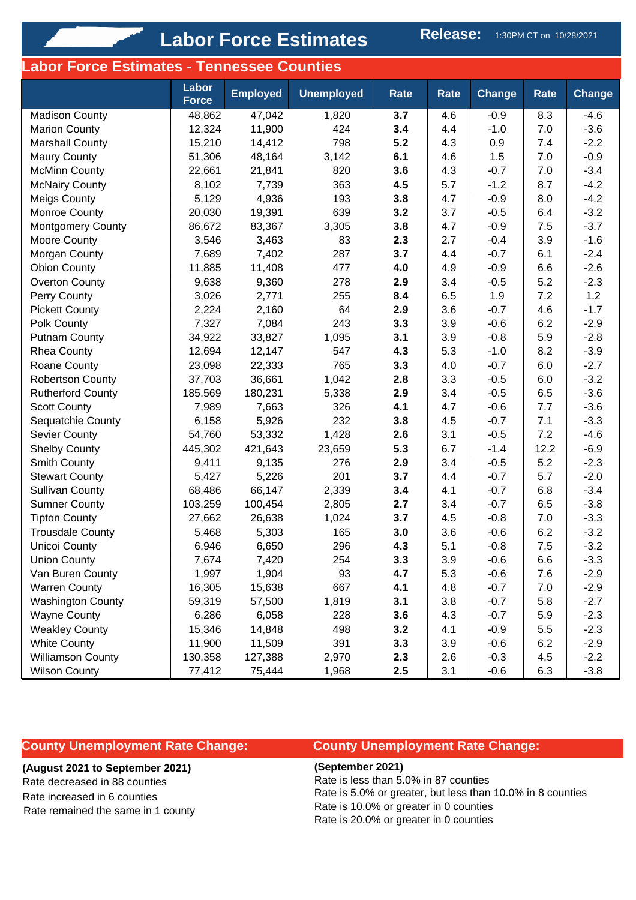# Labor Force Estimates

**Release:** 1:30PM CT on 10/28/2021

## Labor Force Estimates - Tennessee Counties

| | Labor Force | Employed | Unemployed | Rate | Rate | Change | Rate | Change |
|---|---|---|---|---|---|---|---|---|
| Madison County | 48,862 | 47,042 | 1,820 | **3.7** | 4.6 | -0.9 | 8.3 | -4.6 |
| Marion County | 12,324 | 11,900 | 424 | **3.4** | 4.4 | -1.0 | 7.0 | -3.6 |
| Marshall County | 15,210 | 14,412 | 798 | **5.2** | 4.3 | 0.9 | 7.4 | -2.2 |
| Maury County | 51,306 | 48,164 | 3,142 | **6.1** | 4.6 | 1.5 | 7.0 | -0.9 |
| McMinn County | 22,661 | 21,841 | 820 | **3.6** | 4.3 | -0.7 | 7.0 | -3.4 |
| McNairy County | 8,102 | 7,739 | 363 | **4.5** | 5.7 | -1.2 | 8.7 | -4.2 |
| Meigs County | 5,129 | 4,936 | 193 | **3.8** | 4.7 | -0.9 | 8.0 | -4.2 |
| Monroe County | 20,030 | 19,391 | 639 | **3.2** | 3.7 | -0.5 | 6.4 | -3.2 |
| Montgomery County | 86,672 | 83,367 | 3,305 | **3.8** | 4.7 | -0.9 | 7.5 | -3.7 |
| Moore County | 3,546 | 3,463 | 83 | **2.3** | 2.7 | -0.4 | 3.9 | -1.6 |
| Morgan County | 7,689 | 7,402 | 287 | **3.7** | 4.4 | -0.7 | 6.1 | -2.4 |
| Obion County | 11,885 | 11,408 | 477 | **4.0** | 4.9 | -0.9 | 6.6 | -2.6 |
| Overton County | 9,638 | 9,360 | 278 | **2.9** | 3.4 | -0.5 | 5.2 | -2.3 |
| Perry County | 3,026 | 2,771 | 255 | **8.4** | 6.5 | 1.9 | 7.2 | 1.2 |
| Pickett County | 2,224 | 2,160 | 64 | **2.9** | 3.6 | -0.7 | 4.6 | -1.7 |
| Polk County | 7,327 | 7,084 | 243 | **3.3** | 3.9 | -0.6 | 6.2 | -2.9 |
| Putnam County | 34,922 | 33,827 | 1,095 | **3.1** | 3.9 | -0.8 | 5.9 | -2.8 |
| Rhea County | 12,694 | 12,147 | 547 | **4.3** | 5.3 | -1.0 | 8.2 | -3.9 |
| Roane County | 23,098 | 22,333 | 765 | **3.3** | 4.0 | -0.7 | 6.0 | -2.7 |
| Robertson County | 37,703 | 36,661 | 1,042 | **2.8** | 3.3 | -0.5 | 6.0 | -3.2 |
| Rutherford County | 185,569 | 180,231 | 5,338 | **2.9** | 3.4 | -0.5 | 6.5 | -3.6 |
| Scott County | 7,989 | 7,663 | 326 | **4.1** | 4.7 | -0.6 | 7.7 | -3.6 |
| Sequatchie County | 6,158 | 5,926 | 232 | **3.8** | 4.5 | -0.7 | 7.1 | -3.3 |
| Sevier County | 54,760 | 53,332 | 1,428 | **2.6** | 3.1 | -0.5 | 7.2 | -4.6 |
| Shelby County | 445,302 | 421,643 | 23,659 | **5.3** | 6.7 | -1.4 | 12.2 | -6.9 |
| Smith County | 9,411 | 9,135 | 276 | **2.9** | 3.4 | -0.5 | 5.2 | -2.3 |
| Stewart County | 5,427 | 5,226 | 201 | **3.7** | 4.4 | -0.7 | 5.7 | -2.0 |
| Sullivan County | 68,486 | 66,147 | 2,339 | **3.4** | 4.1 | -0.7 | 6.8 | -3.4 |
| Sumner County | 103,259 | 100,454 | 2,805 | **2.7** | 3.4 | -0.7 | 6.5 | -3.8 |
| Tipton County | 27,662 | 26,638 | 1,024 | **3.7** | 4.5 | -0.8 | 7.0 | -3.3 |
| Trousdale County | 5,468 | 5,303 | 165 | **3.0** | 3.6 | -0.6 | 6.2 | -3.2 |
| Unicoi County | 6,946 | 6,650 | 296 | **4.3** | 5.1 | -0.8 | 7.5 | -3.2 |
| Union County | 7,674 | 7,420 | 254 | **3.3** | 3.9 | -0.6 | 6.6 | -3.3 |
| Van Buren County | 1,997 | 1,904 | 93 | **4.7** | 5.3 | -0.6 | 7.6 | -2.9 |
| Warren County | 16,305 | 15,638 | 667 | **4.1** | 4.8 | -0.7 | 7.0 | -2.9 |
| Washington County | 59,319 | 57,500 | 1,819 | **3.1** | 3.8 | -0.7 | 5.8 | -2.7 |
| Wayne County | 6,286 | 6,058 | 228 | **3.6** | 4.3 | -0.7 | 5.9 | -2.3 |
| Weakley County | 15,346 | 14,848 | 498 | **3.2** | 4.1 | -0.9 | 5.5 | -2.3 |
| White County | 11,900 | 11,509 | 391 | **3.3** | 3.9 | -0.6 | 6.2 | -2.9 |
| Williamson County | 130,358 | 127,388 | 2,970 | **2.3** | 2.6 | -0.3 | 4.5 | -2.2 |
| Wilson County | 77,412 | 75,444 | 1,968 | **2.5** | 3.1 | -0.6 | 6.3 | -3.8 |

## County Unemployment Rate Change:

**(August 2021 to September 2021)**

Rate decreased in 88 counties
Rate increased in 6 counties
Rate remained the same in 1 county

## County Unemployment Rate Change:

**(September 2021)**

Rate is less than 5.0% in 87 counties
Rate is 5.0% or greater, but less than 10.0% in 8 counties
Rate is 10.0% or greater in 0 counties
Rate is 20.0% or greater in 0 counties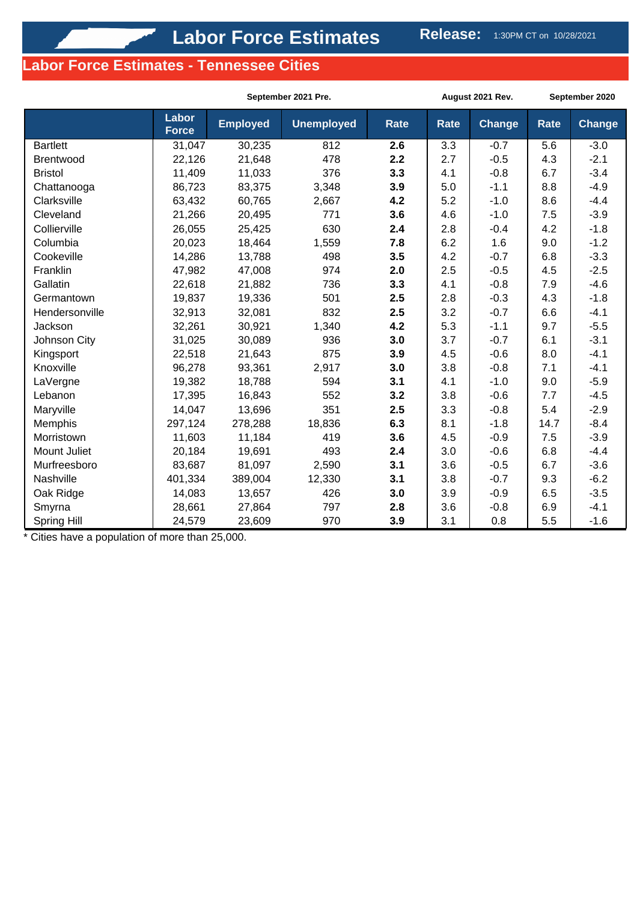# Labor Force Estimates

**Release:** 1:30PM CT on 10/28/2021

## Labor Force Estimates - Tennessee Cities

| | September 2021 Pre. | | | | August 2021 Rev. | | September 2020 | |
|---|---|---|---|---|---|---|---|---|
| | Labor Force | Employed | Unemployed | Rate | Rate | Change | Rate | Change |
| Bartlett | 31,047 | 30,235 | 812 | **2.6** | 3.3 | -0.7 | 5.6 | -3.0 |
| Brentwood | 22,126 | 21,648 | 478 | **2.2** | 2.7 | -0.5 | 4.3 | -2.1 |
| Bristol | 11,409 | 11,033 | 376 | **3.3** | 4.1 | -0.8 | 6.7 | -3.4 |
| Chattanooga | 86,723 | 83,375 | 3,348 | **3.9** | 5.0 | -1.1 | 8.8 | -4.9 |
| Clarksville | 63,432 | 60,765 | 2,667 | **4.2** | 5.2 | -1.0 | 8.6 | -4.4 |
| Cleveland | 21,266 | 20,495 | 771 | **3.6** | 4.6 | -1.0 | 7.5 | -3.9 |
| Collierville | 26,055 | 25,425 | 630 | **2.4** | 2.8 | -0.4 | 4.2 | -1.8 |
| Columbia | 20,023 | 18,464 | 1,559 | **7.8** | 6.2 | 1.6 | 9.0 | -1.2 |
| Cookeville | 14,286 | 13,788 | 498 | **3.5** | 4.2 | -0.7 | 6.8 | -3.3 |
| Franklin | 47,982 | 47,008 | 974 | **2.0** | 2.5 | -0.5 | 4.5 | -2.5 |
| Gallatin | 22,618 | 21,882 | 736 | **3.3** | 4.1 | -0.8 | 7.9 | -4.6 |
| Germantown | 19,837 | 19,336 | 501 | **2.5** | 2.8 | -0.3 | 4.3 | -1.8 |
| Hendersonville | 32,913 | 32,081 | 832 | **2.5** | 3.2 | -0.7 | 6.6 | -4.1 |
| Jackson | 32,261 | 30,921 | 1,340 | **4.2** | 5.3 | -1.1 | 9.7 | -5.5 |
| Johnson City | 31,025 | 30,089 | 936 | **3.0** | 3.7 | -0.7 | 6.1 | -3.1 |
| Kingsport | 22,518 | 21,643 | 875 | **3.9** | 4.5 | -0.6 | 8.0 | -4.1 |
| Knoxville | 96,278 | 93,361 | 2,917 | **3.0** | 3.8 | -0.8 | 7.1 | -4.1 |
| LaVergne | 19,382 | 18,788 | 594 | **3.1** | 4.1 | -1.0 | 9.0 | -5.9 |
| Lebanon | 17,395 | 16,843 | 552 | **3.2** | 3.8 | -0.6 | 7.7 | -4.5 |
| Maryville | 14,047 | 13,696 | 351 | **2.5** | 3.3 | -0.8 | 5.4 | -2.9 |
| Memphis | 297,124 | 278,288 | 18,836 | **6.3** | 8.1 | -1.8 | 14.7 | -8.4 |
| Morristown | 11,603 | 11,184 | 419 | **3.6** | 4.5 | -0.9 | 7.5 | -3.9 |
| Mount Juliet | 20,184 | 19,691 | 493 | **2.4** | 3.0 | -0.6 | 6.8 | -4.4 |
| Murfreesboro | 83,687 | 81,097 | 2,590 | **3.1** | 3.6 | -0.5 | 6.7 | -3.6 |
| Nashville | 401,334 | 389,004 | 12,330 | **3.1** | 3.8 | -0.7 | 9.3 | -6.2 |
| Oak Ridge | 14,083 | 13,657 | 426 | **3.0** | 3.9 | -0.9 | 6.5 | -3.5 |
| Smyrna | 28,661 | 27,864 | 797 | **2.8** | 3.6 | -0.8 | 6.9 | -4.1 |
| Spring Hill | 24,579 | 23,609 | 970 | **3.9** | 3.1 | 0.8 | 5.5 | -1.6 |

* Cities have a population of more than 25,000.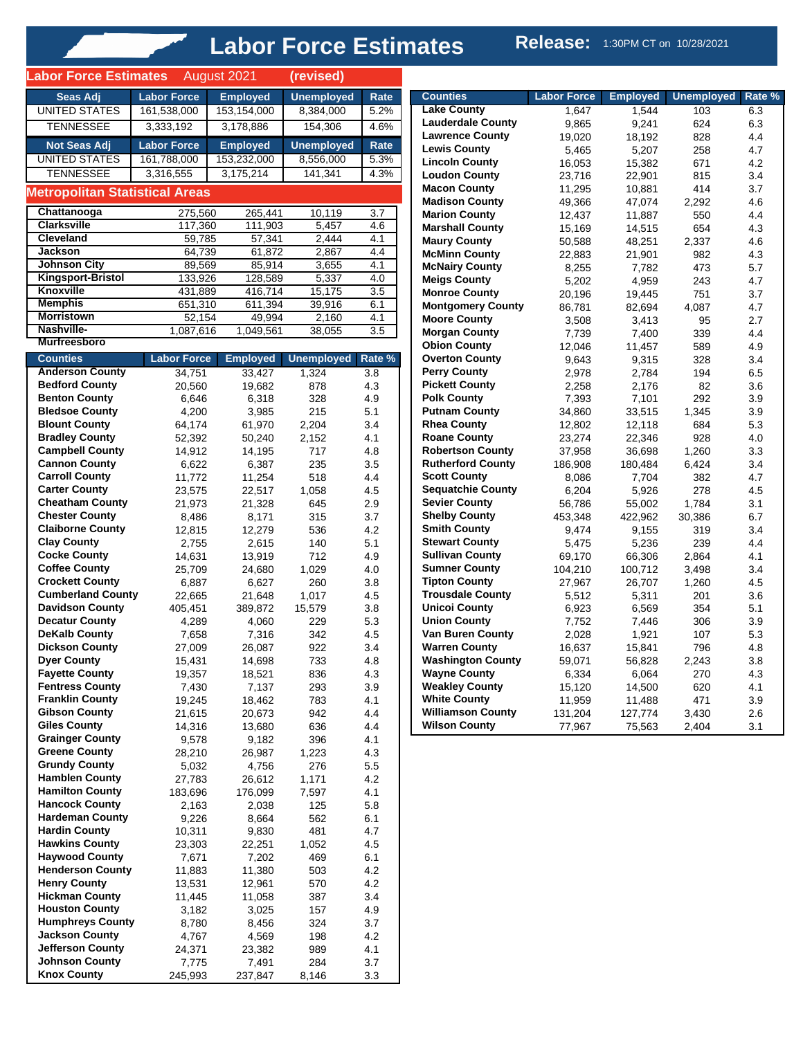# Labor Force Estimates

**Release:** 1:30PM CT on 10/28/2021

## Labor Force Estimates August 2021 (revised)

| Seas Adj | Labor Force | Employed | Unemployed | Rate |
|---|---|---|---|---|
| UNITED STATES | 161,538,000 | 153,154,000 | 8,384,000 | 5.2% |
| TENNESSEE | 3,333,192 | 3,178,886 | 154,306 | 4.6% |

| Not Seas Adj | Labor Force | Employed | Unemployed | Rate |
|---|---|---|---|---|
| UNITED STATES | 161,788,000 | 153,232,000 | 8,556,000 | 5.3% |
| TENNESSEE | 3,316,555 | 3,175,214 | 141,341 | 4.3% |

## Metropolitan Statistical Areas

| Area | Labor Force | Employed | Unemployed | Rate |
|---|---|---|---|---|
| Chattanooga | 275,560 | 265,441 | 10,119 | 3.7 |
| Clarksville | 117,360 | 111,903 | 5,457 | 4.6 |
| Cleveland | 59,785 | 57,341 | 2,444 | 4.1 |
| Jackson | 64,739 | 61,872 | 2,867 | 4.4 |
| Johnson City | 89,569 | 85,914 | 3,655 | 4.1 |
| Kingsport-Bristol | 133,926 | 128,589 | 5,337 | 4.0 |
| Knoxville | 431,889 | 416,714 | 15,175 | 3.5 |
| Memphis | 651,310 | 611,394 | 39,916 | 6.1 |
| Morristown | 52,154 | 49,994 | 2,160 | 4.1 |
| Nashville-Murfreesboro | 1,087,616 | 1,049,561 | 38,055 | 3.5 |

| Counties | Labor Force | Employed | Unemployed | Rate % |
|---|---|---|---|---|
| Anderson County | 34,751 | 33,427 | 1,324 | 3.8 |
| Bedford County | 20,560 | 19,682 | 878 | 4.3 |
| Benton County | 6,646 | 6,318 | 328 | 4.9 |
| Bledsoe County | 4,200 | 3,985 | 215 | 5.1 |
| Blount County | 64,174 | 61,970 | 2,204 | 3.4 |
| Bradley County | 52,392 | 50,240 | 2,152 | 4.1 |
| Campbell County | 14,912 | 14,195 | 717 | 4.8 |
| Cannon County | 6,622 | 6,387 | 235 | 3.5 |
| Carroll County | 11,772 | 11,254 | 518 | 4.4 |
| Carter County | 23,575 | 22,517 | 1,058 | 4.5 |
| Cheatham County | 21,973 | 21,328 | 645 | 2.9 |
| Chester County | 8,486 | 8,171 | 315 | 3.7 |
| Claiborne County | 12,815 | 12,279 | 536 | 4.2 |
| Clay County | 2,755 | 2,615 | 140 | 5.1 |
| Cocke County | 14,631 | 13,919 | 712 | 4.9 |
| Coffee County | 25,709 | 24,680 | 1,029 | 4.0 |
| Crockett County | 6,887 | 6,627 | 260 | 3.8 |
| Cumberland County | 22,665 | 21,648 | 1,017 | 4.5 |
| Davidson County | 405,451 | 389,872 | 15,579 | 3.8 |
| Decatur County | 4,289 | 4,060 | 229 | 5.3 |
| DeKalb County | 7,658 | 7,316 | 342 | 4.5 |
| Dickson County | 27,009 | 26,087 | 922 | 3.4 |
| Dyer County | 15,431 | 14,698 | 733 | 4.8 |
| Fayette County | 19,357 | 18,521 | 836 | 4.3 |
| Fentress County | 7,430 | 7,137 | 293 | 3.9 |
| Franklin County | 19,245 | 18,462 | 783 | 4.1 |
| Gibson County | 21,615 | 20,673 | 942 | 4.4 |
| Giles County | 14,316 | 13,680 | 636 | 4.4 |
| Grainger County | 9,578 | 9,182 | 396 | 4.1 |
| Greene County | 28,210 | 26,987 | 1,223 | 4.3 |
| Grundy County | 5,032 | 4,756 | 276 | 5.5 |
| Hamblen County | 27,783 | 26,612 | 1,171 | 4.2 |
| Hamilton County | 183,696 | 176,099 | 7,597 | 4.1 |
| Hancock County | 2,163 | 2,038 | 125 | 5.8 |
| Hardeman County | 9,226 | 8,664 | 562 | 6.1 |
| Hardin County | 10,311 | 9,830 | 481 | 4.7 |
| Hawkins County | 23,303 | 22,251 | 1,052 | 4.5 |
| Haywood County | 7,671 | 7,202 | 469 | 6.1 |
| Henderson County | 11,883 | 11,380 | 503 | 4.2 |
| Henry County | 13,531 | 12,961 | 570 | 4.2 |
| Hickman County | 11,445 | 11,058 | 387 | 3.4 |
| Houston County | 3,182 | 3,025 | 157 | 4.9 |
| Humphreys County | 8,780 | 8,456 | 324 | 3.7 |
| Jackson County | 4,767 | 4,569 | 198 | 4.2 |
| Jefferson County | 24,371 | 23,382 | 989 | 4.1 |
| Johnson County | 7,775 | 7,491 | 284 | 3.7 |
| Knox County | 245,993 | 237,847 | 8,146 | 3.3 |
| Lake County | 1,647 | 1,544 | 103 | 6.3 |
| Lauderdale County | 9,865 | 9,241 | 624 | 6.3 |
| Lawrence County | 19,020 | 18,192 | 828 | 4.4 |
| Lewis County | 5,465 | 5,207 | 258 | 4.7 |
| Lincoln County | 16,053 | 15,382 | 671 | 4.2 |
| Loudon County | 23,716 | 22,901 | 815 | 3.4 |
| Macon County | 11,295 | 10,881 | 414 | 3.7 |
| Madison County | 49,366 | 47,074 | 2,292 | 4.6 |
| Marion County | 12,437 | 11,887 | 550 | 4.4 |
| Marshall County | 15,169 | 14,515 | 654 | 4.3 |
| Maury County | 50,588 | 48,251 | 2,337 | 4.6 |
| McMinn County | 22,883 | 21,901 | 982 | 4.3 |
| McNairy County | 8,255 | 7,782 | 473 | 5.7 |
| Meigs County | 5,202 | 4,959 | 243 | 4.7 |
| Monroe County | 20,196 | 19,445 | 751 | 3.7 |
| Montgomery County | 86,781 | 82,694 | 4,087 | 4.7 |
| Moore County | 3,508 | 3,413 | 95 | 2.7 |
| Morgan County | 7,739 | 7,400 | 339 | 4.4 |
| Obion County | 12,046 | 11,457 | 589 | 4.9 |
| Overton County | 9,643 | 9,315 | 328 | 3.4 |
| Perry County | 2,978 | 2,784 | 194 | 6.5 |
| Pickett County | 2,258 | 2,176 | 82 | 3.6 |
| Polk County | 7,393 | 7,101 | 292 | 3.9 |
| Putnam County | 34,860 | 33,515 | 1,345 | 3.9 |
| Rhea County | 12,802 | 12,118 | 684 | 5.3 |
| Roane County | 23,274 | 22,346 | 928 | 4.0 |
| Robertson County | 37,958 | 36,698 | 1,260 | 3.3 |
| Rutherford County | 186,908 | 180,484 | 6,424 | 3.4 |
| Scott County | 8,086 | 7,704 | 382 | 4.7 |
| Sequatchie County | 6,204 | 5,926 | 278 | 4.5 |
| Sevier County | 56,786 | 55,002 | 1,784 | 3.1 |
| Shelby County | 453,348 | 422,962 | 30,386 | 6.7 |
| Smith County | 9,474 | 9,155 | 319 | 3.4 |
| Stewart County | 5,475 | 5,236 | 239 | 4.4 |
| Sullivan County | 69,170 | 66,306 | 2,864 | 4.1 |
| Sumner County | 104,210 | 100,712 | 3,498 | 3.4 |
| Tipton County | 27,967 | 26,707 | 1,260 | 4.5 |
| Trousdale County | 5,512 | 5,311 | 201 | 3.6 |
| Unicoi County | 6,923 | 6,569 | 354 | 5.1 |
| Union County | 7,752 | 7,446 | 306 | 3.9 |
| Van Buren County | 2,028 | 1,921 | 107 | 5.3 |
| Warren County | 16,637 | 15,841 | 796 | 4.8 |
| Washington County | 59,071 | 56,828 | 2,243 | 3.8 |
| Wayne County | 6,334 | 6,064 | 270 | 4.3 |
| Weakley County | 15,120 | 14,500 | 620 | 4.1 |
| White County | 11,959 | 11,488 | 471 | 3.9 |
| Williamson County | 131,204 | 127,774 | 3,430 | 2.6 |
| Wilson County | 77,967 | 75,563 | 2,404 | 3.1 |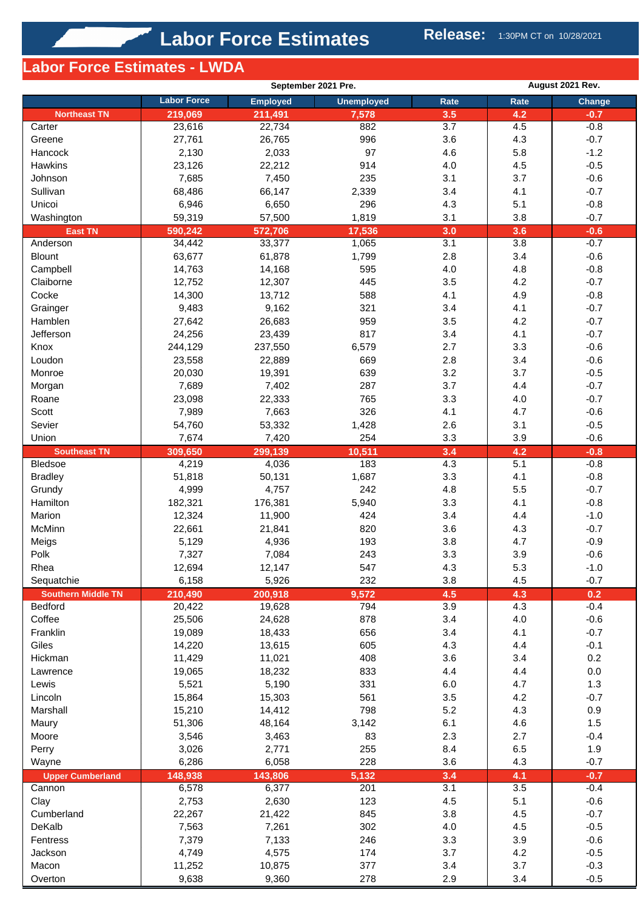# Labor Force Estimates

**Release:** 1:30PM CT on 10/28/2021

## Labor Force Estimates - LWDA

| | September 2021 Pre. | | | | August 2021 Rev. | |
|---|---|---|---|---|---|---|
| | Labor Force | Employed | Unemployed | Rate | Rate | Change |
| **Northeast TN** | **219,069** | **211,491** | **7,578** | **3.5** | **4.2** | **-0.7** |
| Carter | 23,616 | 22,734 | 882 | 3.7 | 4.5 | -0.8 |
| Greene | 27,761 | 26,765 | 996 | 3.6 | 4.3 | -0.7 |
| Hancock | 2,130 | 2,033 | 97 | 4.6 | 5.8 | -1.2 |
| Hawkins | 23,126 | 22,212 | 914 | 4.0 | 4.5 | -0.5 |
| Johnson | 7,685 | 7,450 | 235 | 3.1 | 3.7 | -0.6 |
| Sullivan | 68,486 | 66,147 | 2,339 | 3.4 | 4.1 | -0.7 |
| Unicoi | 6,946 | 6,650 | 296 | 4.3 | 5.1 | -0.8 |
| Washington | 59,319 | 57,500 | 1,819 | 3.1 | 3.8 | -0.7 |
| **East TN** | **590,242** | **572,706** | **17,536** | **3.0** | **3.6** | **-0.6** |
| Anderson | 34,442 | 33,377 | 1,065 | 3.1 | 3.8 | -0.7 |
| Blount | 63,677 | 61,878 | 1,799 | 2.8 | 3.4 | -0.6 |
| Campbell | 14,763 | 14,168 | 595 | 4.0 | 4.8 | -0.8 |
| Claiborne | 12,752 | 12,307 | 445 | 3.5 | 4.2 | -0.7 |
| Cocke | 14,300 | 13,712 | 588 | 4.1 | 4.9 | -0.8 |
| Grainger | 9,483 | 9,162 | 321 | 3.4 | 4.1 | -0.7 |
| Hamblen | 27,642 | 26,683 | 959 | 3.5 | 4.2 | -0.7 |
| Jefferson | 24,256 | 23,439 | 817 | 3.4 | 4.1 | -0.7 |
| Knox | 244,129 | 237,550 | 6,579 | 2.7 | 3.3 | -0.6 |
| Loudon | 23,558 | 22,889 | 669 | 2.8 | 3.4 | -0.6 |
| Monroe | 20,030 | 19,391 | 639 | 3.2 | 3.7 | -0.5 |
| Morgan | 7,689 | 7,402 | 287 | 3.7 | 4.4 | -0.7 |
| Roane | 23,098 | 22,333 | 765 | 3.3 | 4.0 | -0.7 |
| Scott | 7,989 | 7,663 | 326 | 4.1 | 4.7 | -0.6 |
| Sevier | 54,760 | 53,332 | 1,428 | 2.6 | 3.1 | -0.5 |
| Union | 7,674 | 7,420 | 254 | 3.3 | 3.9 | -0.6 |
| **Southeast TN** | **309,650** | **299,139** | **10,511** | **3.4** | **4.2** | **-0.8** |
| Bledsoe | 4,219 | 4,036 | 183 | 4.3 | 5.1 | -0.8 |
| Bradley | 51,818 | 50,131 | 1,687 | 3.3 | 4.1 | -0.8 |
| Grundy | 4,999 | 4,757 | 242 | 4.8 | 5.5 | -0.7 |
| Hamilton | 182,321 | 176,381 | 5,940 | 3.3 | 4.1 | -0.8 |
| Marion | 12,324 | 11,900 | 424 | 3.4 | 4.4 | -1.0 |
| McMinn | 22,661 | 21,841 | 820 | 3.6 | 4.3 | -0.7 |
| Meigs | 5,129 | 4,936 | 193 | 3.8 | 4.7 | -0.9 |
| Polk | 7,327 | 7,084 | 243 | 3.3 | 3.9 | -0.6 |
| Rhea | 12,694 | 12,147 | 547 | 4.3 | 5.3 | -1.0 |
| Sequatchie | 6,158 | 5,926 | 232 | 3.8 | 4.5 | -0.7 |
| **Southern Middle TN** | **210,490** | **200,918** | **9,572** | **4.5** | **4.3** | **0.2** |
| Bedford | 20,422 | 19,628 | 794 | 3.9 | 4.3 | -0.4 |
| Coffee | 25,506 | 24,628 | 878 | 3.4 | 4.0 | -0.6 |
| Franklin | 19,089 | 18,433 | 656 | 3.4 | 4.1 | -0.7 |
| Giles | 14,220 | 13,615 | 605 | 4.3 | 4.4 | -0.1 |
| Hickman | 11,429 | 11,021 | 408 | 3.6 | 3.4 | 0.2 |
| Lawrence | 19,065 | 18,232 | 833 | 4.4 | 4.4 | 0.0 |
| Lewis | 5,521 | 5,190 | 331 | 6.0 | 4.7 | 1.3 |
| Lincoln | 15,864 | 15,303 | 561 | 3.5 | 4.2 | -0.7 |
| Marshall | 15,210 | 14,412 | 798 | 5.2 | 4.3 | 0.9 |
| Maury | 51,306 | 48,164 | 3,142 | 6.1 | 4.6 | 1.5 |
| Moore | 3,546 | 3,463 | 83 | 2.3 | 2.7 | -0.4 |
| Perry | 3,026 | 2,771 | 255 | 8.4 | 6.5 | 1.9 |
| Wayne | 6,286 | 6,058 | 228 | 3.6 | 4.3 | -0.7 |
| **Upper Cumberland** | **148,938** | **143,806** | **5,132** | **3.4** | **4.1** | **-0.7** |
| Cannon | 6,578 | 6,377 | 201 | 3.1 | 3.5 | -0.4 |
| Clay | 2,753 | 2,630 | 123 | 4.5 | 5.1 | -0.6 |
| Cumberland | 22,267 | 21,422 | 845 | 3.8 | 4.5 | -0.7 |
| DeKalb | 7,563 | 7,261 | 302 | 4.0 | 4.5 | -0.5 |
| Fentress | 7,379 | 7,133 | 246 | 3.3 | 3.9 | -0.6 |
| Jackson | 4,749 | 4,575 | 174 | 3.7 | 4.2 | -0.5 |
| Macon | 11,252 | 10,875 | 377 | 3.4 | 3.7 | -0.3 |
| Overton | 9,638 | 9,360 | 278 | 2.9 | 3.4 | -0.5 |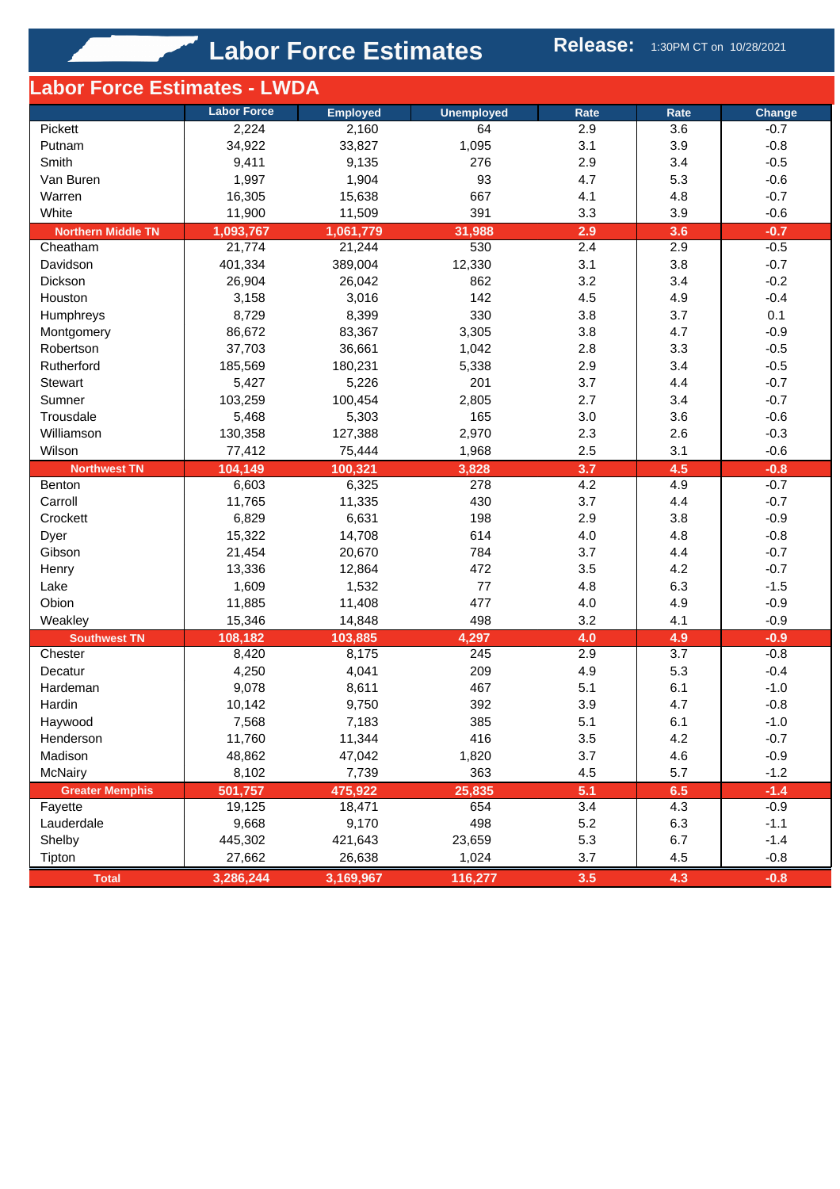# Labor Force Estimates

**Release:** 1:30PM CT on 10/28/2021

## Labor Force Estimates - LWDA

| | Labor Force | Employed | Unemployed | Rate | Rate | Change |
|---|---|---|---|---|---|---|
| Pickett | 2,224 | 2,160 | 64 | 2.9 | 3.6 | -0.7 |
| Putnam | 34,922 | 33,827 | 1,095 | 3.1 | 3.9 | -0.8 |
| Smith | 9,411 | 9,135 | 276 | 2.9 | 3.4 | -0.5 |
| Van Buren | 1,997 | 1,904 | 93 | 4.7 | 5.3 | -0.6 |
| Warren | 16,305 | 15,638 | 667 | 4.1 | 4.8 | -0.7 |
| White | 11,900 | 11,509 | 391 | 3.3 | 3.9 | -0.6 |
| **Northern Middle TN** | **1,093,767** | **1,061,779** | **31,988** | **2.9** | **3.6** | **-0.7** |
| Cheatham | 21,774 | 21,244 | 530 | 2.4 | 2.9 | -0.5 |
| Davidson | 401,334 | 389,004 | 12,330 | 3.1 | 3.8 | -0.7 |
| Dickson | 26,904 | 26,042 | 862 | 3.2 | 3.4 | -0.2 |
| Houston | 3,158 | 3,016 | 142 | 4.5 | 4.9 | -0.4 |
| Humphreys | 8,729 | 8,399 | 330 | 3.8 | 3.7 | 0.1 |
| Montgomery | 86,672 | 83,367 | 3,305 | 3.8 | 4.7 | -0.9 |
| Robertson | 37,703 | 36,661 | 1,042 | 2.8 | 3.3 | -0.5 |
| Rutherford | 185,569 | 180,231 | 5,338 | 2.9 | 3.4 | -0.5 |
| Stewart | 5,427 | 5,226 | 201 | 3.7 | 4.4 | -0.7 |
| Sumner | 103,259 | 100,454 | 2,805 | 2.7 | 3.4 | -0.7 |
| Trousdale | 5,468 | 5,303 | 165 | 3.0 | 3.6 | -0.6 |
| Williamson | 130,358 | 127,388 | 2,970 | 2.3 | 2.6 | -0.3 |
| Wilson | 77,412 | 75,444 | 1,968 | 2.5 | 3.1 | -0.6 |
| **Northwest TN** | **104,149** | **100,321** | **3,828** | **3.7** | **4.5** | **-0.8** |
| Benton | 6,603 | 6,325 | 278 | 4.2 | 4.9 | -0.7 |
| Carroll | 11,765 | 11,335 | 430 | 3.7 | 4.4 | -0.7 |
| Crockett | 6,829 | 6,631 | 198 | 2.9 | 3.8 | -0.9 |
| Dyer | 15,322 | 14,708 | 614 | 4.0 | 4.8 | -0.8 |
| Gibson | 21,454 | 20,670 | 784 | 3.7 | 4.4 | -0.7 |
| Henry | 13,336 | 12,864 | 472 | 3.5 | 4.2 | -0.7 |
| Lake | 1,609 | 1,532 | 77 | 4.8 | 6.3 | -1.5 |
| Obion | 11,885 | 11,408 | 477 | 4.0 | 4.9 | -0.9 |
| Weakley | 15,346 | 14,848 | 498 | 3.2 | 4.1 | -0.9 |
| **Southwest TN** | **108,182** | **103,885** | **4,297** | **4.0** | **4.9** | **-0.9** |
| Chester | 8,420 | 8,175 | 245 | 2.9 | 3.7 | -0.8 |
| Decatur | 4,250 | 4,041 | 209 | 4.9 | 5.3 | -0.4 |
| Hardeman | 9,078 | 8,611 | 467 | 5.1 | 6.1 | -1.0 |
| Hardin | 10,142 | 9,750 | 392 | 3.9 | 4.7 | -0.8 |
| Haywood | 7,568 | 7,183 | 385 | 5.1 | 6.1 | -1.0 |
| Henderson | 11,760 | 11,344 | 416 | 3.5 | 4.2 | -0.7 |
| Madison | 48,862 | 47,042 | 1,820 | 3.7 | 4.6 | -0.9 |
| McNairy | 8,102 | 7,739 | 363 | 4.5 | 5.7 | -1.2 |
| **Greater Memphis** | **501,757** | **475,922** | **25,835** | **5.1** | **6.5** | **-1.4** |
| Fayette | 19,125 | 18,471 | 654 | 3.4 | 4.3 | -0.9 |
| Lauderdale | 9,668 | 9,170 | 498 | 5.2 | 6.3 | -1.1 |
| Shelby | 445,302 | 421,643 | 23,659 | 5.3 | 6.7 | -1.4 |
| Tipton | 27,662 | 26,638 | 1,024 | 3.7 | 4.5 | -0.8 |
| **Total** | **3,286,244** | **3,169,967** | **116,277** | **3.5** | **4.3** | **-0.8** |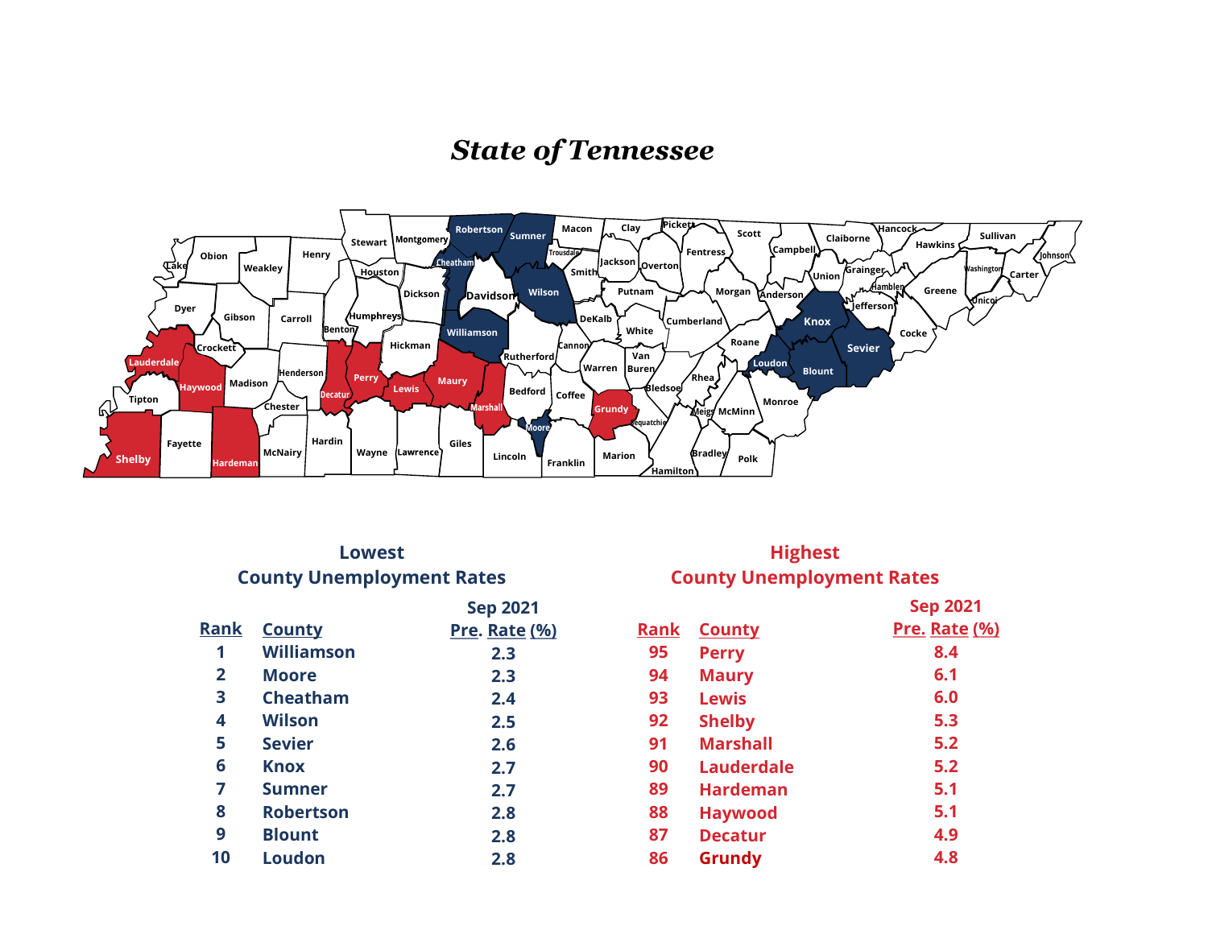# *State of Tennessee*

## Lowest County Unemployment Rates

| Rank | County | Sep 2021 Pre. Rate (%) |
|---|---|---|
| 1 | Williamson | 2.3 |
| 2 | Moore | 2.3 |
| 3 | Cheatham | 2.4 |
| 4 | Wilson | 2.5 |
| 5 | Sevier | 2.6 |
| 6 | Knox | 2.7 |
| 7 | Sumner | 2.7 |
| 8 | Robertson | 2.8 |
| 9 | Blount | 2.8 |
| 10 | Loudon | 2.8 |

## Highest County Unemployment Rates

| Rank | County | Sep 2021 Pre. Rate (%) |
|---|---|---|
| 95 | Perry | 8.4 |
| 94 | Maury | 6.1 |
| 93 | Lewis | 6.0 |
| 92 | Shelby | 5.3 |
| 91 | Marshall | 5.2 |
| 90 | Lauderdale | 5.2 |
| 89 | Hardeman | 5.1 |
| 88 | Haywood | 5.1 |
| 87 | Decatur | 4.9 |
| 86 | Grundy | 4.8 |